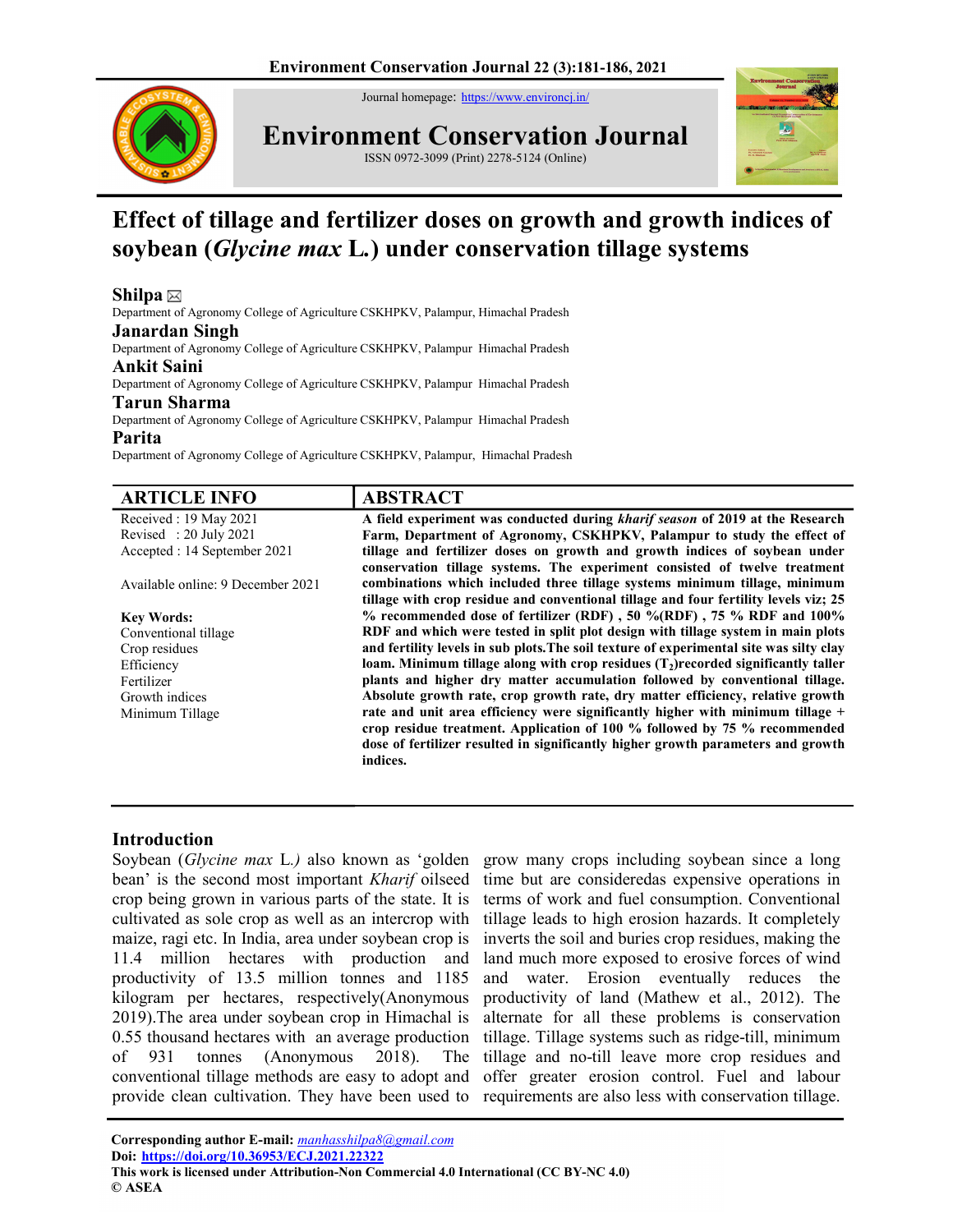Journal homepage: https://www.environcj.in/

# Environment Conservation Journal

ISSN 0972-3099 (Print) 2278-5124 (Online)

# Effect of tillage and fertilizer doses on growth and growth indices of soybean (*Glycine max* L.) under conservation tillage systems

**Shilpa** ✉
Department of Agronomy College of Agriculture CSKHPKV, Palampur, Himachal Pradesh

**Janardan Singh**
Department of Agronomy College of Agriculture CSKHPKV, Palampur Himachal Pradesh

**Ankit Saini**
Department of Agronomy College of Agriculture CSKHPKV, Palampur Himachal Pradesh

**Tarun Sharma**
Department of Agronomy College of Agriculture CSKHPKV, Palampur Himachal Pradesh

**Parita**
Department of Agronomy College of Agriculture CSKHPKV, Palampur, Himachal Pradesh

## ARTICLE INFO

Received : 19 May 2021
Revised : 20 July 2021
Accepted : 14 September 2021

Available online: 9 December 2021

**Key Words:**
Conventional tillage
Crop residues
Efficiency
Fertilizer
Growth indices
Minimum Tillage

## ABSTRACT

**A field experiment was conducted during *kharif season* of 2019 at the Research Farm, Department of Agronomy, CSKHPKV, Palampur to study the effect of tillage and fertilizer doses on growth and growth indices of soybean under conservation tillage systems. The experiment consisted of twelve treatment combinations which included three tillage systems minimum tillage, minimum tillage with crop residue and conventional tillage and four fertility levels viz; 25 % recommended dose of fertilizer (RDF) , 50 %(RDF) , 75 % RDF and 100% RDF and which were tested in split plot design with tillage system in main plots and fertility levels in sub plots.The soil texture of experimental site was silty clay loam. Minimum tillage along with crop residues ($T_2$)recorded significantly taller plants and higher dry matter accumulation followed by conventional tillage. Absolute growth rate, crop growth rate, dry matter efficiency, relative growth rate and unit area efficiency were significantly higher with minimum tillage + crop residue treatment. Application of 100 % followed by 75 % recommended dose of fertilizer resulted in significantly higher growth parameters and growth indices.**

## Introduction

Soybean (*Glycine max* L.) also known as 'golden bean' is the second most important *Kharif* oilseed crop being grown in various parts of the state. It is cultivated as sole crop as well as an intercrop with maize, ragi etc. In India, area under soybean crop is 11.4 million hectares with production and productivity of 13.5 million tonnes and 1185 kilogram per hectares, respectively(Anonymous 2019).The area under soybean crop in Himachal is 0.55 thousand hectares with an average production of 931 tonnes (Anonymous 2018). The conventional tillage methods are easy to adopt and provide clean cultivation. They have been used to grow many crops including soybean since a long time but are consideredas expensive operations in terms of work and fuel consumption. Conventional tillage leads to high erosion hazards. It completely inverts the soil and buries crop residues, making the land much more exposed to erosive forces of wind and water. Erosion eventually reduces the productivity of land (Mathew et al., 2012). The alternate for all these problems is conservation tillage. Tillage systems such as ridge-till, minimum tillage and no-till leave more crop residues and offer greater erosion control. Fuel and labour requirements are also less with conservation tillage.

**Corresponding author E-mail:** manhasshilpa8@gmail.com
**Doi: https://doi.org/10.36953/ECJ.2021.22322**
**This work is licensed under Attribution-Non Commercial 4.0 International (CC BY-NC 4.0)**
**© ASEA**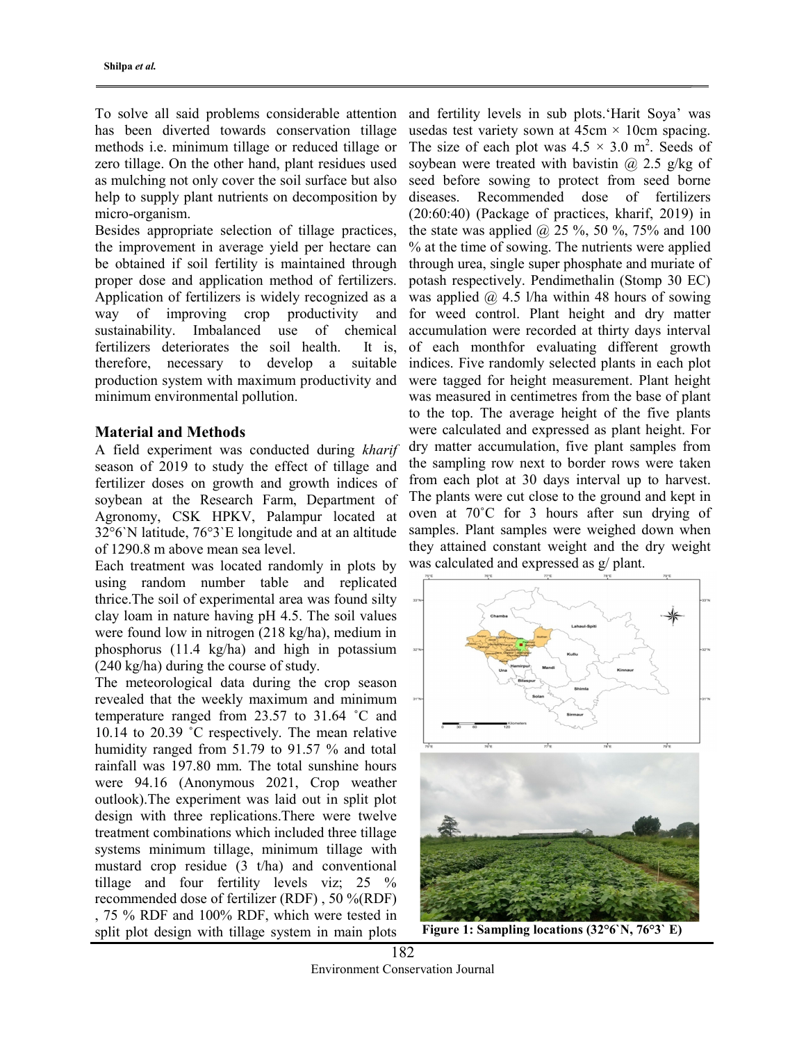To solve all said problems considerable attention has been diverted towards conservation tillage methods i.e. minimum tillage or reduced tillage or zero tillage. On the other hand, plant residues used as mulching not only cover the soil surface but also help to supply plant nutrients on decomposition by micro-organism.

Besides appropriate selection of tillage practices, the improvement in average yield per hectare can be obtained if soil fertility is maintained through proper dose and application method of fertilizers. Application of fertilizers is widely recognized as a way of improving crop productivity and sustainability. Imbalanced use of chemical fertilizers deteriorates the soil health. It is, therefore, necessary to develop a suitable production system with maximum productivity and minimum environmental pollution.

## Material and Methods

A field experiment was conducted during *kharif* season of 2019 to study the effect of tillage and fertilizer doses on growth and growth indices of soybean at the Research Farm, Department of Agronomy, CSK HPKV, Palampur located at 32°6`N latitude, 76°3`E longitude and at an altitude of 1290.8 m above mean sea level.

Each treatment was located randomly in plots by using random number table and replicated thrice.The soil of experimental area was found silty clay loam in nature having pH 4.5. The soil values were found low in nitrogen (218 kg/ha), medium in phosphorus (11.4 kg/ha) and high in potassium (240 kg/ha) during the course of study.

The meteorological data during the crop season revealed that the weekly maximum and minimum temperature ranged from 23.57 to 31.64 ˚C and 10.14 to 20.39 ˚C respectively. The mean relative humidity ranged from 51.79 to 91.57 % and total rainfall was 197.80 mm. The total sunshine hours were 94.16 (Anonymous 2021, Crop weather outlook).The experiment was laid out in split plot design with three replications.There were twelve treatment combinations which included three tillage systems minimum tillage, minimum tillage with mustard crop residue (3 t/ha) and conventional tillage and four fertility levels viz; 25 % recommended dose of fertilizer (RDF) , 50 %(RDF) , 75 % RDF and 100% RDF, which were tested in split plot design with tillage system in main plots and fertility levels in sub plots.'Harit Soya' was usedas test variety sown at 45cm × 10cm spacing. The size of each plot was 4.5 × 3.0 m$^2$. Seeds of soybean were treated with bavistin @ 2.5 g/kg of seed before sowing to protect from seed borne diseases. Recommended dose of fertilizers (20:60:40) (Package of practices, kharif, 2019) in the state was applied @ 25 %, 50 %, 75% and 100 % at the time of sowing. The nutrients were applied through urea, single super phosphate and muriate of potash respectively. Pendimethalin (Stomp 30 EC) was applied @ 4.5 l/ha within 48 hours of sowing for weed control. Plant height and dry matter accumulation were recorded at thirty days interval of each monthfor evaluating different growth indices. Five randomly selected plants in each plot were tagged for height measurement. Plant height was measured in centimetres from the base of plant to the top. The average height of the five plants were calculated and expressed as plant height. For dry matter accumulation, five plant samples from the sampling row next to border rows were taken from each plot at 30 days interval up to harvest. The plants were cut close to the ground and kept in oven at 70˚C for 3 hours after sun drying of samples. Plant samples were weighed down when they attained constant weight and the dry weight was calculated and expressed as g/ plant.

**Figure 1: Sampling locations (32°6`N, 76°3` E)**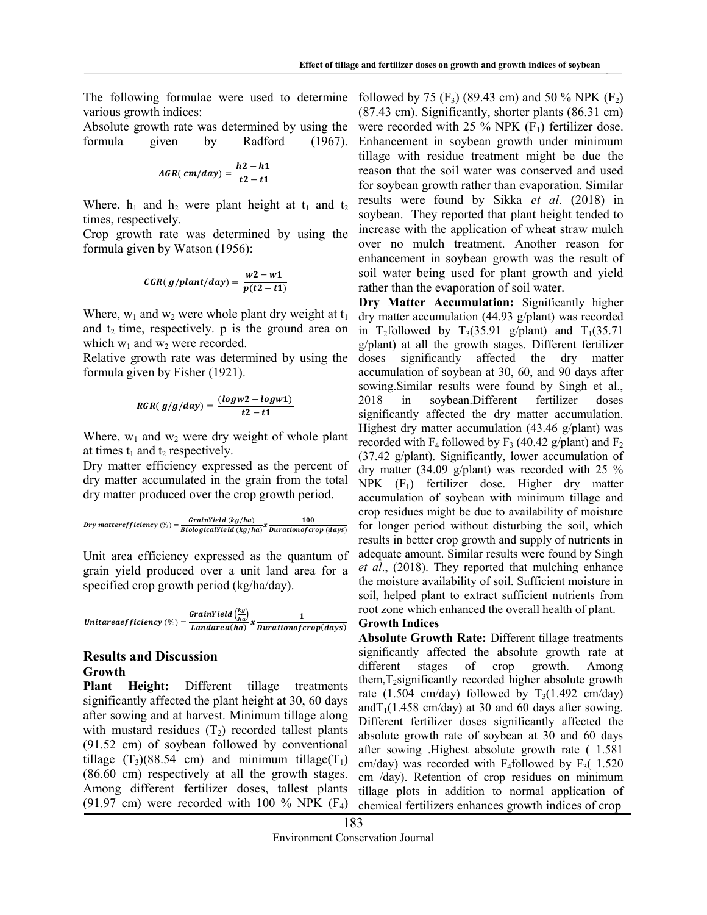The following formulae were used to determine various growth indices:

Absolute growth rate was determined by using the formula given by Radford (1967).

$$AGR(\ cm/day) = \frac{h2 - h1}{t2 - t1}$$

Where, $h_1$ and $h_2$ were plant height at $t_1$ and $t_2$ times, respectively.

Crop growth rate was determined by using the formula given by Watson (1956):

$$CGR(\ g/plant/day) = \frac{w2 - w1}{p(t2 - t1)}$$

Where, $w_1$ and $w_2$ were whole plant dry weight at $t_1$ and $t_2$ time, respectively. p is the ground area on which $w_1$ and $w_2$ were recorded.

Relative growth rate was determined by using the formula given by Fisher (1921).

$$RGR(\ g/g/day) = \frac{(logw2 - logw1)}{t2 - t1}$$

Where, $w_1$ and $w_2$ were dry weight of whole plant at times $t_1$ and $t_2$ respectively.

Dry matter efficiency expressed as the percent of dry matter accumulated in the grain from the total dry matter produced over the crop growth period.

$$Dry\ matterefficiency\ (\%) = \frac{GrainYield\ (kg/ha)}{BiologicalYield\ (kg/ha)} x \frac{100}{Durationofcrop\ (days)}$$

Unit area efficiency expressed as the quantum of grain yield produced over a unit land area for a specified crop growth period (kg/ha/day).

$$Unitareaefficiency\ (\%) = \frac{GrainYield\left(\frac{kg}{ha}\right)}{Landarea(ha)} x \frac{1}{Durationofcrop(days)}$$

## Results and Discussion

### Growth

**Plant Height:** Different tillage treatments significantly affected the plant height at 30, 60 days after sowing and at harvest. Minimum tillage along with mustard residues ($T_2$) recorded tallest plants (91.52 cm) of soybean followed by conventional tillage ($T_3$)(88.54 cm) and minimum tillage($T_1$) (86.60 cm) respectively at all the growth stages. Among different fertilizer doses, tallest plants (91.97 cm) were recorded with 100 % NPK ($F_4$) followed by 75 ($F_3$) (89.43 cm) and 50 % NPK ($F_2$) (87.43 cm). Significantly, shorter plants (86.31 cm) were recorded with 25 % NPK ($F_1$) fertilizer dose. Enhancement in soybean growth under minimum tillage with residue treatment might be due the reason that the soil water was conserved and used for soybean growth rather than evaporation. Similar results were found by Sikka *et al*. (2018) in soybean. They reported that plant height tended to increase with the application of wheat straw mulch over no mulch treatment. Another reason for enhancement in soybean growth was the result of soil water being used for plant growth and yield rather than the evaporation of soil water.

**Dry Matter Accumulation:** Significantly higher dry matter accumulation (44.93 g/plant) was recorded in $T_2$followed by $T_3$(35.91 g/plant) and $T_1$(35.71 g/plant) at all the growth stages. Different fertilizer doses significantly affected the dry matter accumulation of soybean at 30, 60, and 90 days after sowing.Similar results were found by Singh et al., 2018 in soybean.Different fertilizer doses significantly affected the dry matter accumulation. Highest dry matter accumulation (43.46 g/plant) was recorded with $F_4$ followed by $F_3$ (40.42 g/plant) and $F_2$ (37.42 g/plant). Significantly, lower accumulation of dry matter (34.09 g/plant) was recorded with 25 % NPK ($F_1$) fertilizer dose. Higher dry matter accumulation of soybean with minimum tillage and crop residues might be due to availability of moisture for longer period without disturbing the soil, which results in better crop growth and supply of nutrients in adequate amount. Similar results were found by Singh *et al*., (2018). They reported that mulching enhance the moisture availability of soil. Sufficient moisture in soil, helped plant to extract sufficient nutrients from root zone which enhanced the overall health of plant.

### Growth Indices

**Absolute Growth Rate:** Different tillage treatments significantly affected the absolute growth rate at different stages of crop growth. Among them,$T_2$significantly recorded higher absolute growth rate (1.504 cm/day) followed by $T_3$(1.492 cm/day) and$T_1$(1.458 cm/day) at 30 and 60 days after sowing. Different fertilizer doses significantly affected the absolute growth rate of soybean at 30 and 60 days after sowing .Highest absolute growth rate ( 1.581 cm/day) was recorded with $F_4$followed by $F_3$( 1.520 cm /day). Retention of crop residues on minimum tillage plots in addition to normal application of chemical fertilizers enhances growth indices of crop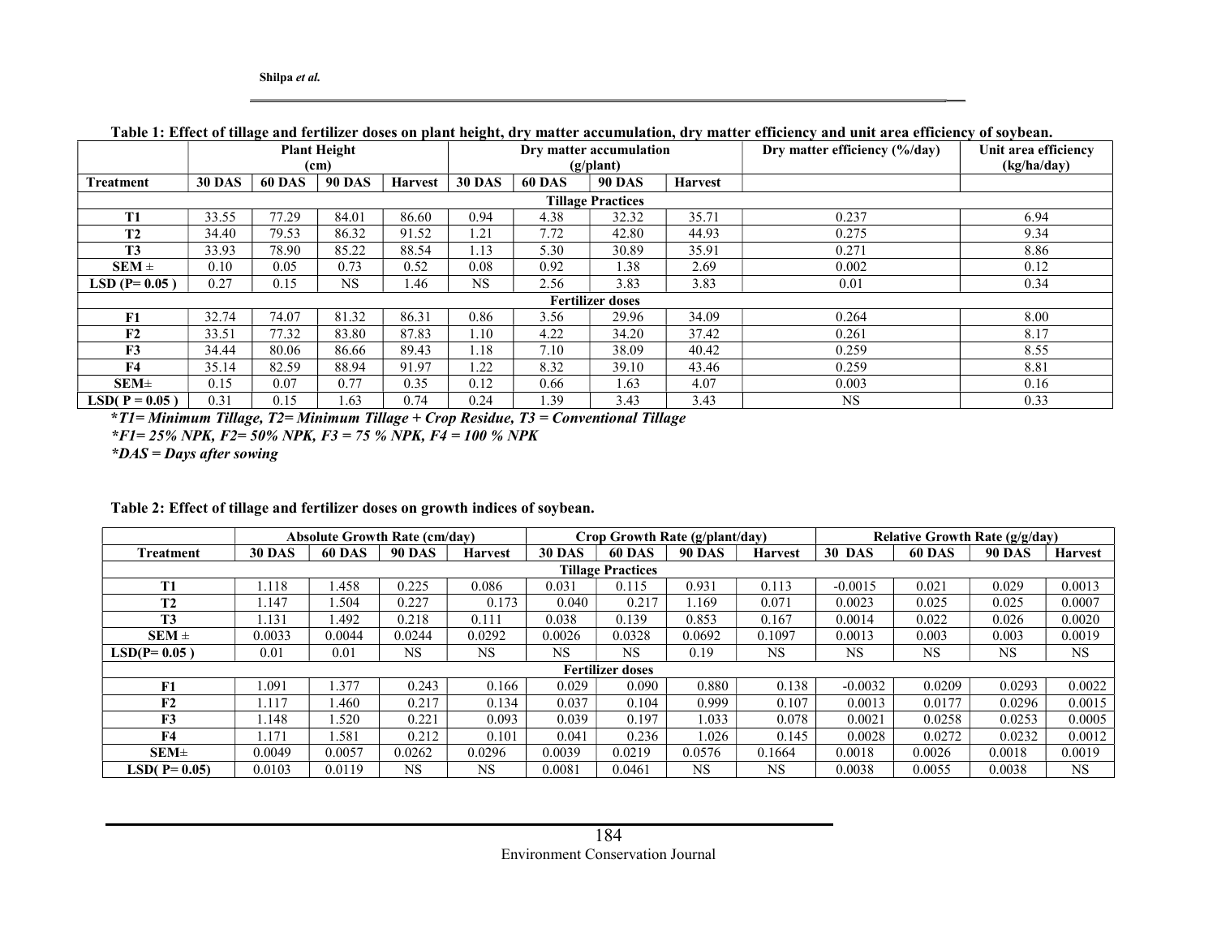**Table 1: Effect of tillage and fertilizer doses on plant height, dry matter accumulation, dry matter efficiency and unit area efficiency of soybean.**

| | Plant Height (cm) | | | | Dry matter accumulation (g/plant) | | | | Dry matter efficiency (%/day) | Unit area efficiency (kg/ha/day) |
|---|---|---|---|---|---|---|---|---|---|---|
| **Treatment** | **30 DAS** | **60 DAS** | **90 DAS** | **Harvest** | **30 DAS** | **60 DAS** | **90 DAS** | **Harvest** | | |
| **Tillage Practices** | | | | | | | | | | |
| **T1** | 33.55 | 77.29 | 84.01 | 86.60 | 0.94 | 4.38 | 32.32 | 35.71 | 0.237 | 6.94 |
| **T2** | 34.40 | 79.53 | 86.32 | 91.52 | 1.21 | 7.72 | 42.80 | 44.93 | 0.275 | 9.34 |
| **T3** | 33.93 | 78.90 | 85.22 | 88.54 | 1.13 | 5.30 | 30.89 | 35.91 | 0.271 | 8.86 |
| **SEM ±** | 0.10 | 0.05 | 0.73 | 0.52 | 0.08 | 0.92 | 1.38 | 2.69 | 0.002 | 0.12 |
| **LSD (P= 0.05 )** | 0.27 | 0.15 | NS | 1.46 | NS | 2.56 | 3.83 | 3.83 | 0.01 | 0.34 |
| **Fertilizer doses** | | | | | | | | | | |
| **F1** | 32.74 | 74.07 | 81.32 | 86.31 | 0.86 | 3.56 | 29.96 | 34.09 | 0.264 | 8.00 |
| **F2** | 33.51 | 77.32 | 83.80 | 87.83 | 1.10 | 4.22 | 34.20 | 37.42 | 0.261 | 8.17 |
| **F3** | 34.44 | 80.06 | 86.66 | 89.43 | 1.18 | 7.10 | 38.09 | 40.42 | 0.259 | 8.55 |
| **F4** | 35.14 | 82.59 | 88.94 | 91.97 | 1.22 | 8.32 | 39.10 | 43.46 | 0.259 | 8.81 |
| **SEM±** | 0.15 | 0.07 | 0.77 | 0.35 | 0.12 | 0.66 | 1.63 | 4.07 | 0.003 | 0.16 |
| **LSD( P = 0.05 )** | 0.31 | 0.15 | 1.63 | 0.74 | 0.24 | 1.39 | 3.43 | 3.43 | NS | 0.33 |

***T1= Minimum Tillage, T2= Minimum Tillage + Crop Residue, T3 = Conventional Tillage***

***F1= 25% NPK, F2= 50% NPK, F3 = 75 % NPK, F4 = 100 % NPK***

***DAS = Days after sowing***

**Table 2: Effect of tillage and fertilizer doses on growth indices of soybean.**

| | Absolute Growth Rate (cm/day) | | | | Crop Growth Rate (g/plant/day) | | | | Relative Growth Rate (g/g/day) | | | |
|---|---|---|---|---|---|---|---|---|---|---|---|---|
| **Treatment** | **30 DAS** | **60 DAS** | **90 DAS** | **Harvest** | **30 DAS** | **60 DAS** | **90 DAS** | **Harvest** | **30 DAS** | **60 DAS** | **90 DAS** | **Harvest** |
| **Tillage Practices** | | | | | | | | | | | | |
| **T1** | 1.118 | 1.458 | 0.225 | 0.086 | 0.031 | 0.115 | 0.931 | 0.113 | -0.0015 | 0.021 | 0.029 | 0.0013 |
| **T2** | 1.147 | 1.504 | 0.227 | 0.173 | 0.040 | 0.217 | 1.169 | 0.071 | 0.0023 | 0.025 | 0.025 | 0.0007 |
| **T3** | 1.131 | 1.492 | 0.218 | 0.111 | 0.038 | 0.139 | 0.853 | 0.167 | 0.0014 | 0.022 | 0.026 | 0.0020 |
| **SEM ±** | 0.0033 | 0.0044 | 0.0244 | 0.0292 | 0.0026 | 0.0328 | 0.0692 | 0.1097 | 0.0013 | 0.003 | 0.003 | 0.0019 |
| **LSD(P= 0.05 )** | 0.01 | 0.01 | NS | NS | NS | NS | 0.19 | NS | NS | NS | NS | NS |
| **Fertilizer doses** | | | | | | | | | | | | |
| **F1** | 1.091 | 1.377 | 0.243 | 0.166 | 0.029 | 0.090 | 0.880 | 0.138 | -0.0032 | 0.0209 | 0.0293 | 0.0022 |
| **F2** | 1.117 | 1.460 | 0.217 | 0.134 | 0.037 | 0.104 | 0.999 | 0.107 | 0.0013 | 0.0177 | 0.0296 | 0.0015 |
| **F3** | 1.148 | 1.520 | 0.221 | 0.093 | 0.039 | 0.197 | 1.033 | 0.078 | 0.0021 | 0.0258 | 0.0253 | 0.0005 |
| **F4** | 1.171 | 1.581 | 0.212 | 0.101 | 0.041 | 0.236 | 1.026 | 0.145 | 0.0028 | 0.0272 | 0.0232 | 0.0012 |
| **SEM±** | 0.0049 | 0.0057 | 0.0262 | 0.0296 | 0.0039 | 0.0219 | 0.0576 | 0.1664 | 0.0018 | 0.0026 | 0.0018 | 0.0019 |
| **LSD( P= 0.05)** | 0.0103 | 0.0119 | NS | NS | 0.0081 | 0.0461 | NS | NS | 0.0038 | 0.0055 | 0.0038 | NS |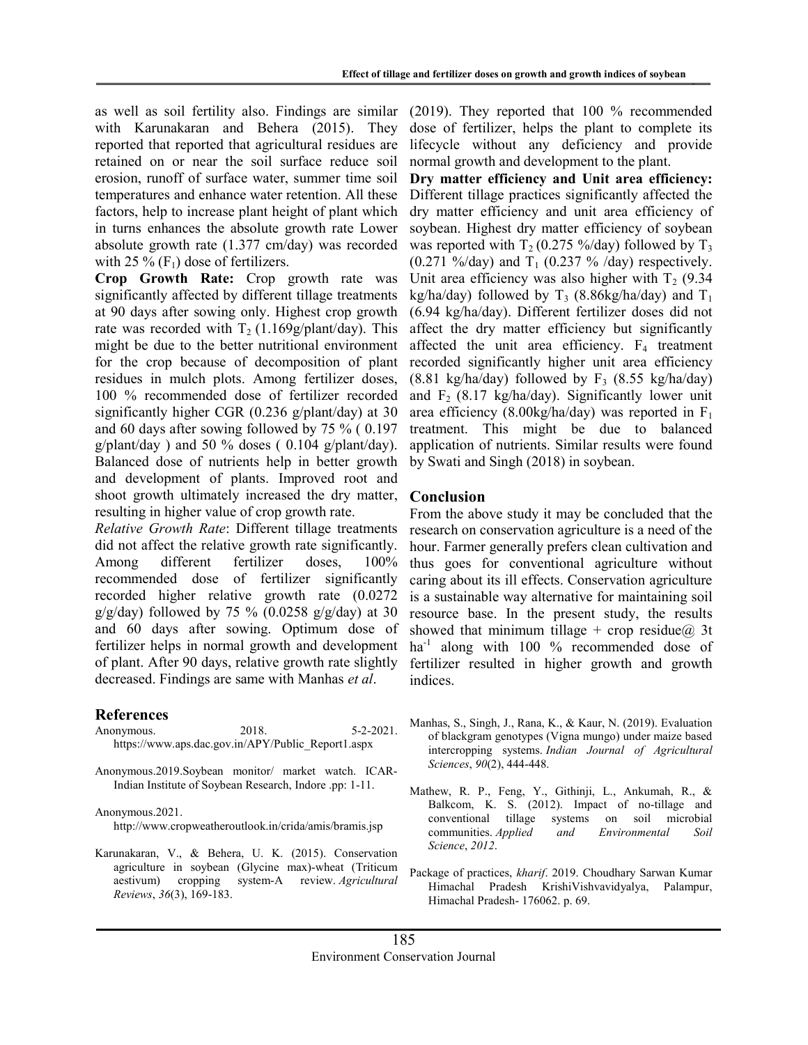as well as soil fertility also. Findings are similar with Karunakaran and Behera (2015). They reported that reported that agricultural residues are retained on or near the soil surface reduce soil erosion, runoff of surface water, summer time soil temperatures and enhance water retention. All these factors, help to increase plant height of plant which in turns enhances the absolute growth rate Lower absolute growth rate (1.377 cm/day) was recorded with 25 % ($F_1$) dose of fertilizers.

**Crop Growth Rate:** Crop growth rate was significantly affected by different tillage treatments at 90 days after sowing only. Highest crop growth rate was recorded with $T_2$ (1.169g/plant/day). This might be due to the better nutritional environment for the crop because of decomposition of plant residues in mulch plots. Among fertilizer doses, 100 % recommended dose of fertilizer recorded significantly higher CGR (0.236 g/plant/day) at 30 and 60 days after sowing followed by 75 % ( 0.197 g/plant/day ) and 50 % doses ( 0.104 g/plant/day). Balanced dose of nutrients help in better growth and development of plants. Improved root and shoot growth ultimately increased the dry matter, resulting in higher value of crop growth rate.

*Relative Growth Rate*: Different tillage treatments did not affect the relative growth rate significantly. Among different fertilizer doses, 100% recommended dose of fertilizer significantly recorded higher relative growth rate (0.0272 g/g/day) followed by 75 % (0.0258 g/g/day) at 30 and 60 days after sowing. Optimum dose of fertilizer helps in normal growth and development of plant. After 90 days, relative growth rate slightly decreased. Findings are same with Manhas *et al*. (2019). They reported that 100 % recommended dose of fertilizer, helps the plant to complete its lifecycle without any deficiency and provide normal growth and development to the plant.

**Dry matter efficiency and Unit area efficiency:** Different tillage practices significantly affected the dry matter efficiency and unit area efficiency of soybean. Highest dry matter efficiency of soybean was reported with $T_2$ (0.275 %/day) followed by $T_3$ (0.271 %/day) and $T_1$ (0.237 % /day) respectively. Unit area efficiency was also higher with $T_2$ (9.34 kg/ha/day) followed by $T_3$ (8.86kg/ha/day) and $T_1$ (6.94 kg/ha/day). Different fertilizer doses did not affect the dry matter efficiency but significantly affected the unit area efficiency. $F_4$ treatment recorded significantly higher unit area efficiency (8.81 kg/ha/day) followed by $F_3$ (8.55 kg/ha/day) and $F_2$ (8.17 kg/ha/day). Significantly lower unit area efficiency (8.00kg/ha/day) was reported in $F_1$ treatment. This might be due to balanced application of nutrients. Similar results were found by Swati and Singh (2018) in soybean.

## Conclusion

From the above study it may be concluded that the research on conservation agriculture is a need of the hour. Farmer generally prefers clean cultivation and thus goes for conventional agriculture without caring about its ill effects. Conservation agriculture is a sustainable way alternative for maintaining soil resource base. In the present study, the results showed that minimum tillage + crop residue@ 3t $ha^{-1}$ along with 100 % recommended dose of fertilizer resulted in higher growth and growth indices.

## References

Anonymous. 2018. 5-2-2021. https://www.aps.dac.gov.in/APY/Public_Report1.aspx

Anonymous.2019.Soybean monitor/ market watch. ICAR-Indian Institute of Soybean Research, Indore .pp: 1-11.

Anonymous.2021. http://www.cropweatheroutlook.in/crida/amis/bramis.jsp

Karunakaran, V., & Behera, U. K. (2015). Conservation agriculture in soybean (Glycine max)-wheat (Triticum aestivum) cropping system-A review. *Agricultural Reviews*, *36*(3), 169-183.

Manhas, S., Singh, J., Rana, K., & Kaur, N. (2019). Evaluation of blackgram genotypes (Vigna mungo) under maize based intercropping systems. *Indian Journal of Agricultural Sciences*, *90*(2), 444-448.

Mathew, R. P., Feng, Y., Githinji, L., Ankumah, R., & Balkcom, K. S. (2012). Impact of no-tillage and conventional tillage systems on soil microbial communities. *Applied and Environmental Soil Science*, *2012*.

Package of practices, *kharif*. 2019. Choudhary Sarwan Kumar Himachal Pradesh KrishiVishvavidyalya, Palampur, Himachal Pradesh- 176062. p. 69.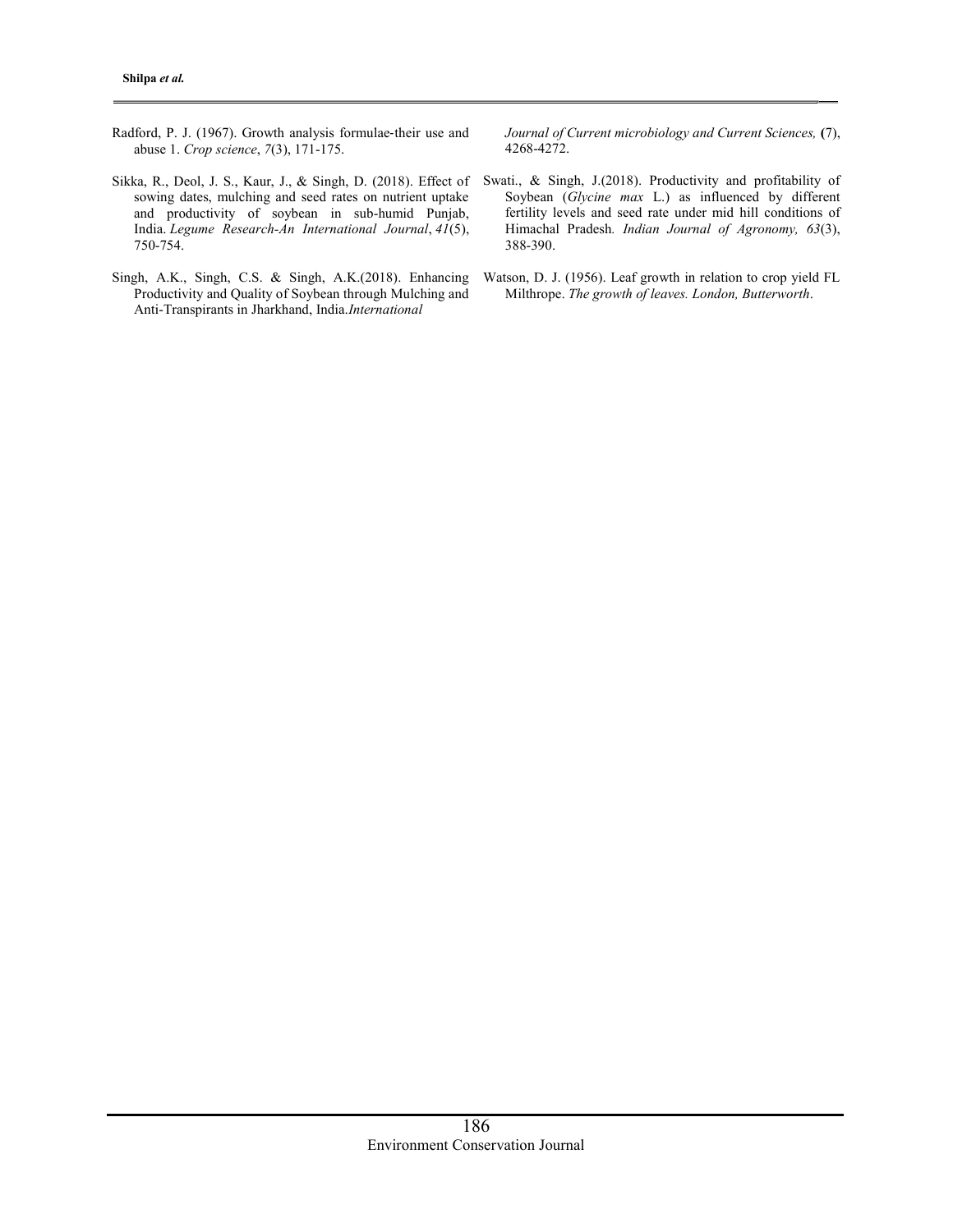Radford, P. J. (1967). Growth analysis formulae-their use and abuse 1. *Crop science*, *7*(3), 171-175.

Sikka, R., Deol, J. S., Kaur, J., & Singh, D. (2018). Effect of sowing dates, mulching and seed rates on nutrient uptake and productivity of soybean in sub-humid Punjab, India. *Legume Research-An International Journal*, *41*(5), 750-754.

Singh, A.K., Singh, C.S. & Singh, A.K.(2018). Enhancing Productivity and Quality of Soybean through Mulching and Anti-Transpirants in Jharkhand, India.*International Journal of Current microbiology and Current Sciences,* **(**7), 4268-4272.

Swati., & Singh, J.(2018). Productivity and profitability of Soybean (*Glycine max* L.) as influenced by different fertility levels and seed rate under mid hill conditions of Himachal Pradesh*. Indian Journal of Agronomy, 63*(3), 388-390.

Watson, D. J. (1956). Leaf growth in relation to crop yield FL Milthrope. *The growth of leaves. London, Butterworth*.